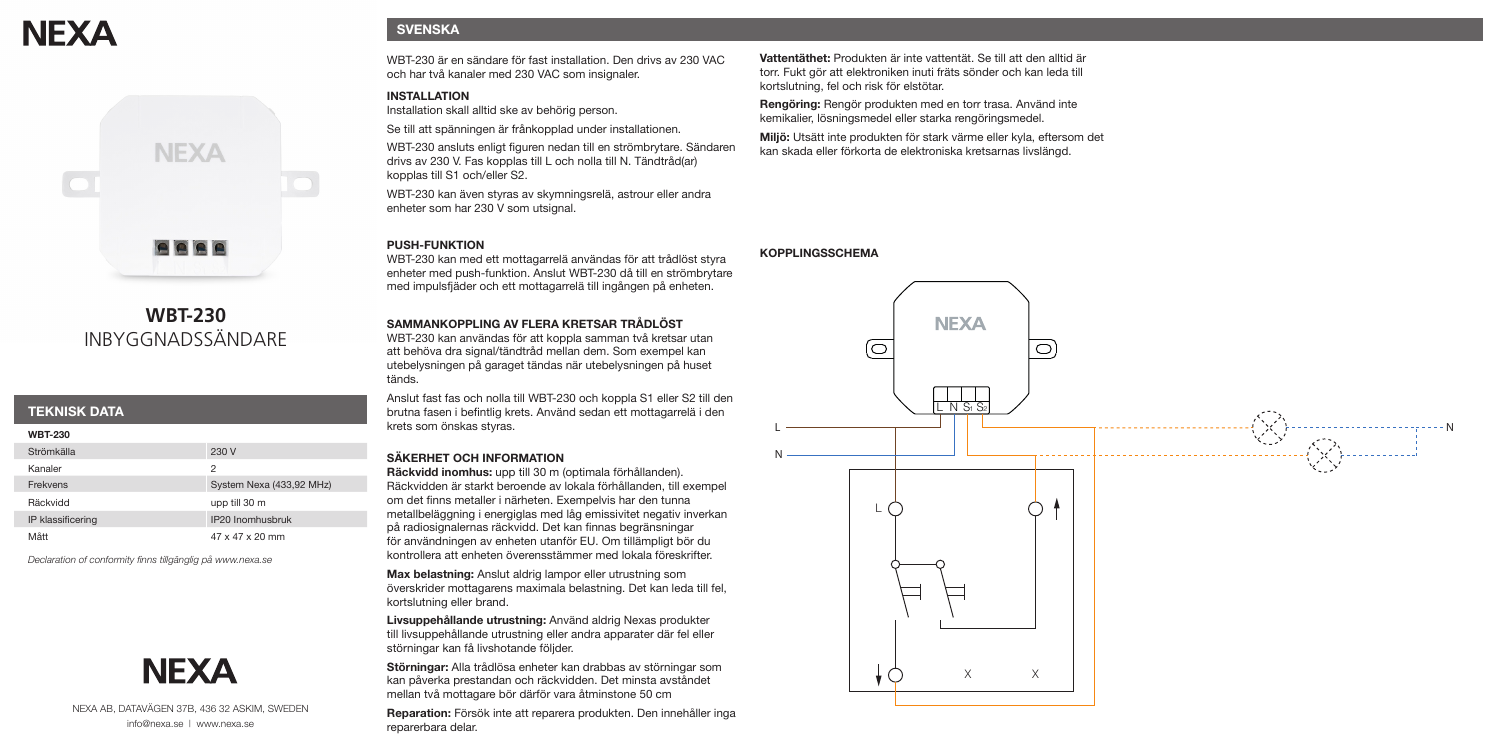# NEXA

## WBT-230
INBYGGNADSSÄNDARE

### TEKNISK DATA

| WBT-230 | |
|---|---|
| Strömkälla | 230 V |
| Kanaler | 2 |
| Frekvens | System Nexa (433,92 MHz) |
| Räckvidd | upp till 30 m |
| IP klassificering | IP20 Inomhusbruk |
| Mått | 47 x 47 x 20 mm |

*Declaration of conformity finns tillgänglig på www.nexa.se*

NEXA AB, DATAVÄGEN 37B, 436 32 ASKIM, SWEDEN
info@nexa.se | www.nexa.se

## SVENSKA

WBT-230 är en sändare för fast installation. Den drivs av 230 VAC och har två kanaler med 230 VAC som insignaler.

### INSTALLATION

Installation skall alltid ske av behörig person.

Se till att spänningen är frånkopplad under installationen.

WBT-230 ansluts enligt figuren nedan till en strömbrytare. Sändaren drivs av 230 V. Fas kopplas till L och nolla till N. Tändtråd(ar) kopplas till S1 och/eller S2.

WBT-230 kan även styras av skymningsrelä, astrour eller andra enheter som har 230 V som utsignal.

### PUSH-FUNKTION

WBT-230 kan med ett mottagarrelä användas för att trådlöst styra enheter med push-funktion. Anslut WBT-230 då till en strömbrytare med impulsfjäder och ett mottagarrelä till ingången på enheten.

### SAMMANKOPPLING AV FLERA KRETSAR TRÅDLÖST

WBT-230 kan användas för att koppla samman två kretsar utan att behöva dra signal/tändtråd mellan dem. Som exempel kan utebelysningen på garaget tändas när utebelysningen på huset tänds.

Anslut fast fas och nolla till WBT-230 och koppla S1 eller S2 till den brutna fasen i befintlig krets. Använd sedan ett mottagarrelä i den krets som önskas styras.

### SÄKERHET OCH INFORMATION

**Räckvidd inomhus:** upp till 30 m (optimala förhållanden). Räckvidden är starkt beroende av lokala förhållanden, till exempel om det finns metaller i närheten. Exempelvis har den tunna metallbeläggning i energiglas med låg emissivitet negativ inverkan på radiosignalernas räckvidd. Det kan finnas begränsningar för användningen av enheten utanför EU. Om tillämpligt bör du kontrollera att enheten överensstämmer med lokala föreskrifter.

**Max belastning:** Anslut aldrig lampor eller utrustning som överskrider mottagarens maximala belastning. Det kan leda till fel, kortslutning eller brand.

**Livsuppehållande utrustning:** Använd aldrig Nexas produkter till livsuppehållande utrustning eller andra apparater där fel eller störningar kan få livshotande följder.

**Störningar:** Alla trådlösa enheter kan drabbas av störningar som kan påverka prestandan och räckvidden. Det minsta avståndet mellan två mottagare bör därför vara åtminstone 50 cm

**Reparation:** Försök inte att reparera produkten. Den innehåller inga reparerbara delar.

**Vattentäthet:** Produkten är inte vattentät. Se till att den alltid är torr. Fukt gör att elektroniken inuti fräts sönder och kan leda till kortslutning, fel och risk för elstötar.

**Rengöring:** Rengör produkten med en torr trasa. Använd inte kemikalier, lösningsmedel eller starka rengöringsmedel.

**Miljö:** Utsätt inte produkten för stark värme eller kyla, eftersom det kan skada eller förkorta de elektroniska kretsarnas livslängd.

### KOPPLINGSSCHEMA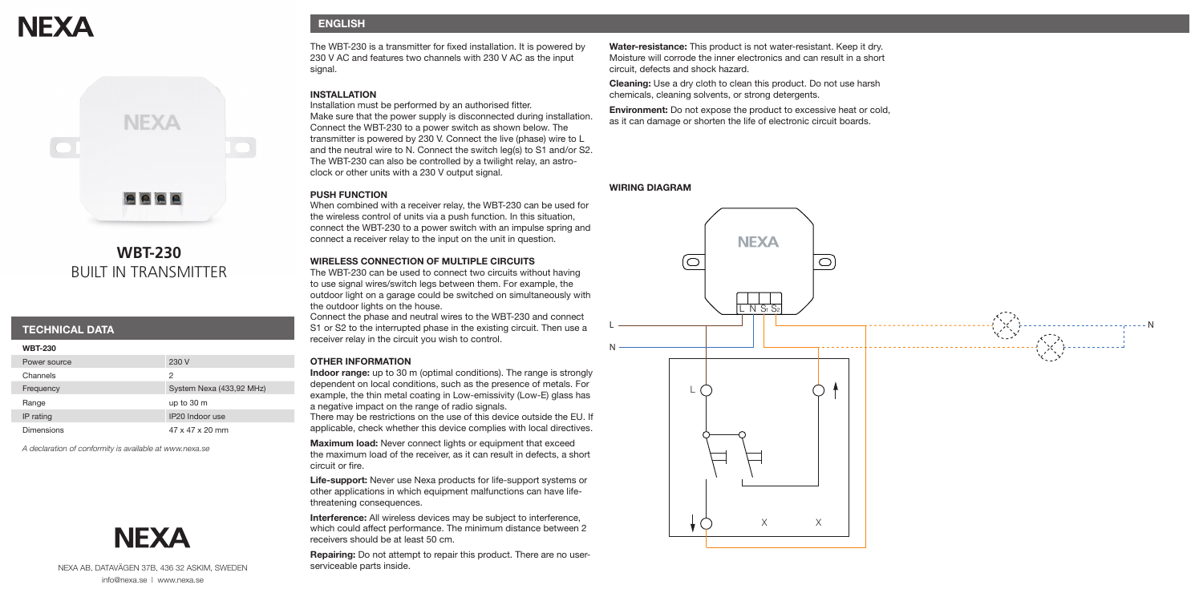# NEXA

## WBT-230
BUILT IN TRANSMITTER

### TECHNICAL DATA

| WBT-230 | |
|---|---|
| Power source | 230 V |
| Channels | 2 |
| Frequency | System Nexa (433,92 MHz) |
| Range | up to 30 m |
| IP rating | IP20 Indoor use |
| Dimensions | 47 x 47 x 20 mm |

*A declaration of conformity is available at www.nexa.se*

NEXA

NEXA AB, DATAVÄGEN 37B, 436 32 ASKIM, SWEDEN
info@nexa.se | www.nexa.se

## ENGLISH

The WBT-230 is a transmitter for fixed installation. It is powered by 230 V AC and features two channels with 230 V AC as the input signal.

### INSTALLATION

Installation must be performed by an authorised fitter.
Make sure that the power supply is disconnected during installation. Connect the WBT-230 to a power switch as shown below. The transmitter is powered by 230 V. Connect the live (phase) wire to L and the neutral wire to N. Connect the switch leg(s) to S1 and/or S2. The WBT-230 can also be controlled by a twilight relay, an astro-clock or other units with a 230 V output signal.

### PUSH FUNCTION

When combined with a receiver relay, the WBT-230 can be used for the wireless control of units via a push function. In this situation, connect the WBT-230 to a power switch with an impulse spring and connect a receiver relay to the input on the unit in question.

### WIRELESS CONNECTION OF MULTIPLE CIRCUITS

The WBT-230 can be used to connect two circuits without having to use signal wires/switch legs between them. For example, the outdoor light on a garage could be switched on simultaneously with the outdoor lights on the house.
Connect the phase and neutral wires to the WBT-230 and connect S1 or S2 to the interrupted phase in the existing circuit. Then use a receiver relay in the circuit you wish to control.

### OTHER INFORMATION

**Indoor range:** up to 30 m (optimal conditions). The range is strongly dependent on local conditions, such as the presence of metals. For example, the thin metal coating in Low-emissivity (Low-E) glass has a negative impact on the range of radio signals.
There may be restrictions on the use of this device outside the EU. If applicable, check whether this device complies with local directives.

**Maximum load:** Never connect lights or equipment that exceed the maximum load of the receiver, as it can result in defects, a short circuit or fire.

**Life-support:** Never use Nexa products for life-support systems or other applications in which equipment malfunctions can have life-threatening consequences.

**Interference:** All wireless devices may be subject to interference, which could affect performance. The minimum distance between 2 receivers should be at least 50 cm.

**Repairing:** Do not attempt to repair this product. There are no user-serviceable parts inside.

**Water-resistance:** This product is not water-resistant. Keep it dry. Moisture will corrode the inner electronics and can result in a short circuit, defects and shock hazard.

**Cleaning:** Use a dry cloth to clean this product. Do not use harsh chemicals, cleaning solvents, or strong detergents.

**Environment:** Do not expose the product to excessive heat or cold, as it can damage or shorten the life of electronic circuit boards.

### WIRING DIAGRAM

NEXA
L N S1 S2
L
N
L
X X
N